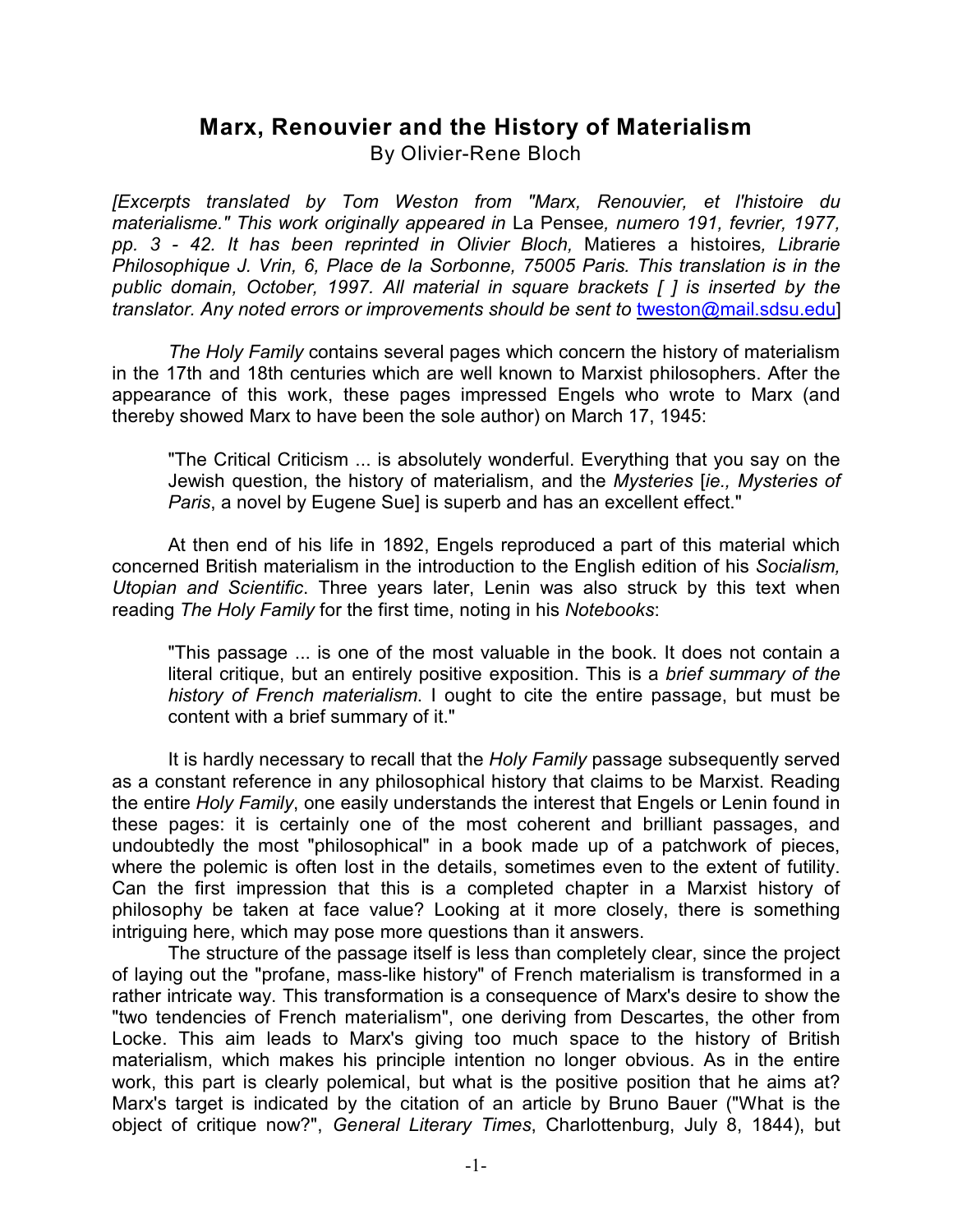# Marx, Renouvier and the History of Materialism

By Olivier-Rene Bloch

*[Excerpts translated by Tom Weston from "Marx, Renouvier, et l'histoire du materialisme." This work originally appeared in* La Pensee*, numero 191, fevrier, 1977, pp. 3 - 42. It has been reprinted in Olivier Bloch,* Matieres a histoires*, Librarie Philosophique J. Vrin, 6, Place de la Sorbonne, 75005 Paris. This translation is in the public domain, October, 1997. All material in square brackets [ ] is inserted by the translator. Any noted errors or improvements should be sent to* tweston@mail.sdsu.edu]

*The Holy Family* contains several pages which concern the history of materialism in the 17th and 18th centuries which are well known to Marxist philosophers. After the appearance of this work, these pages impressed Engels who wrote to Marx (and thereby showed Marx to have been the sole author) on March 17, 1945:

> "The Critical Criticism ... is absolutely wonderful. Everything that you say on the Jewish question, the history of materialism, and the *Mysteries* [*ie., Mysteries of Paris*, a novel by Eugene Sue] is superb and has an excellent effect."

At then end of his life in 1892, Engels reproduced a part of this material which concerned British materialism in the introduction to the English edition of his *Socialism, Utopian and Scientific*. Three years later, Lenin was also struck by this text when reading *The Holy Family* for the first time, noting in his *Notebooks*:

> "This passage ... is one of the most valuable in the book. It does not contain a literal critique, but an entirely positive exposition. This is a *brief summary of the history of French materialism*. I ought to cite the entire passage, but must be content with a brief summary of it."

It is hardly necessary to recall that the *Holy Family* passage subsequently served as a constant reference in any philosophical history that claims to be Marxist. Reading the entire *Holy Family*, one easily understands the interest that Engels or Lenin found in these pages: it is certainly one of the most coherent and brilliant passages, and undoubtedly the most "philosophical" in a book made up of a patchwork of pieces, where the polemic is often lost in the details, sometimes even to the extent of futility. Can the first impression that this is a completed chapter in a Marxist history of philosophy be taken at face value? Looking at it more closely, there is something intriguing here, which may pose more questions than it answers.

The structure of the passage itself is less than completely clear, since the project of laying out the "profane, mass-like history" of French materialism is transformed in a rather intricate way. This transformation is a consequence of Marx's desire to show the "two tendencies of French materialism", one deriving from Descartes, the other from Locke. This aim leads to Marx's giving too much space to the history of British materialism, which makes his principle intention no longer obvious. As in the entire work, this part is clearly polemical, but what is the positive position that he aims at? Marx's target is indicated by the citation of an article by Bruno Bauer ("What is the object of critique now?", *General Literary Times*, Charlottenburg, July 8, 1844), but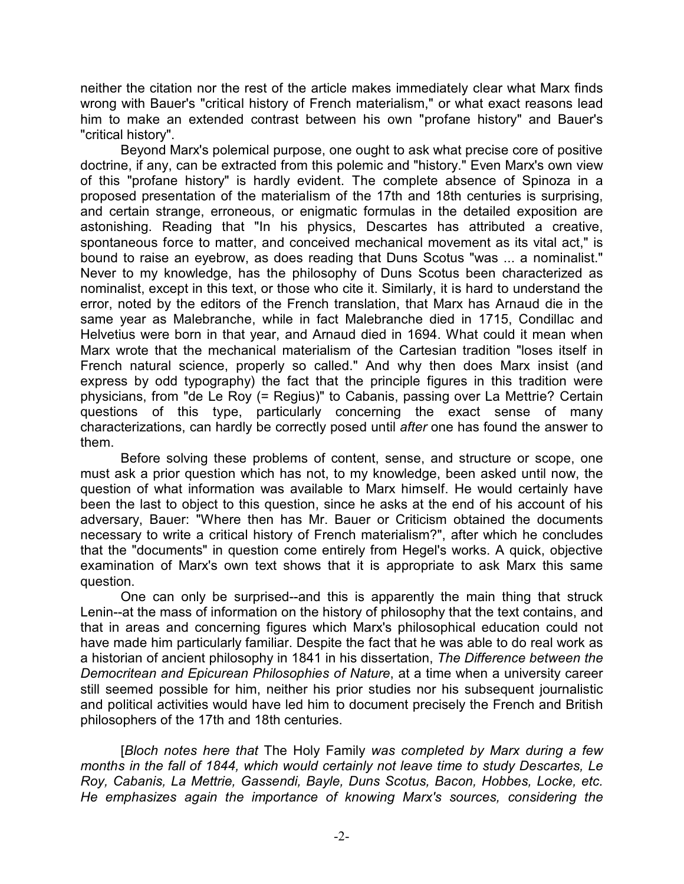neither the citation nor the rest of the article makes immediately clear what Marx finds wrong with Bauer's "critical history of French materialism," or what exact reasons lead him to make an extended contrast between his own "profane history" and Bauer's "critical history".

Beyond Marx's polemical purpose, one ought to ask what precise core of positive doctrine, if any, can be extracted from this polemic and "history." Even Marx's own view of this "profane history" is hardly evident. The complete absence of Spinoza in a proposed presentation of the materialism of the 17th and 18th centuries is surprising, and certain strange, erroneous, or enigmatic formulas in the detailed exposition are astonishing. Reading that "In his physics, Descartes has attributed a creative, spontaneous force to matter, and conceived mechanical movement as its vital act," is bound to raise an eyebrow, as does reading that Duns Scotus "was ... a nominalist." Never to my knowledge, has the philosophy of Duns Scotus been characterized as nominalist, except in this text, or those who cite it. Similarly, it is hard to understand the error, noted by the editors of the French translation, that Marx has Arnaud die in the same year as Malebranche, while in fact Malebranche died in 1715, Condillac and Helvetius were born in that year, and Arnaud died in 1694. What could it mean when Marx wrote that the mechanical materialism of the Cartesian tradition "loses itself in French natural science, properly so called." And why then does Marx insist (and express by odd typography) the fact that the principle figures in this tradition were physicians, from "de Le Roy (= Regius)" to Cabanis, passing over La Mettrie? Certain questions of this type, particularly concerning the exact sense of many characterizations, can hardly be correctly posed until *after* one has found the answer to them.

Before solving these problems of content, sense, and structure or scope, one must ask a prior question which has not, to my knowledge, been asked until now, the question of what information was available to Marx himself. He would certainly have been the last to object to this question, since he asks at the end of his account of his adversary, Bauer: "Where then has Mr. Bauer or Criticism obtained the documents necessary to write a critical history of French materialism?", after which he concludes that the "documents" in question come entirely from Hegel's works. A quick, objective examination of Marx's own text shows that it is appropriate to ask Marx this same question.

One can only be surprised--and this is apparently the main thing that struck Lenin--at the mass of information on the history of philosophy that the text contains, and that in areas and concerning figures which Marx's philosophical education could not have made him particularly familiar. Despite the fact that he was able to do real work as a historian of ancient philosophy in 1841 in his dissertation, *The Difference between the Democritean and Epicurean Philosophies of Nature*, at a time when a university career still seemed possible for him, neither his prior studies nor his subsequent journalistic and political activities would have led him to document precisely the French and British philosophers of the 17th and 18th centuries.

[*Bloch notes here that* The Holy Family *was completed by Marx during a few months in the fall of 1844, which would certainly not leave time to study Descartes, Le Roy, Cabanis, La Mettrie, Gassendi, Bayle, Duns Scotus, Bacon, Hobbes, Locke, etc. He emphasizes again the importance of knowing Marx's sources, considering the*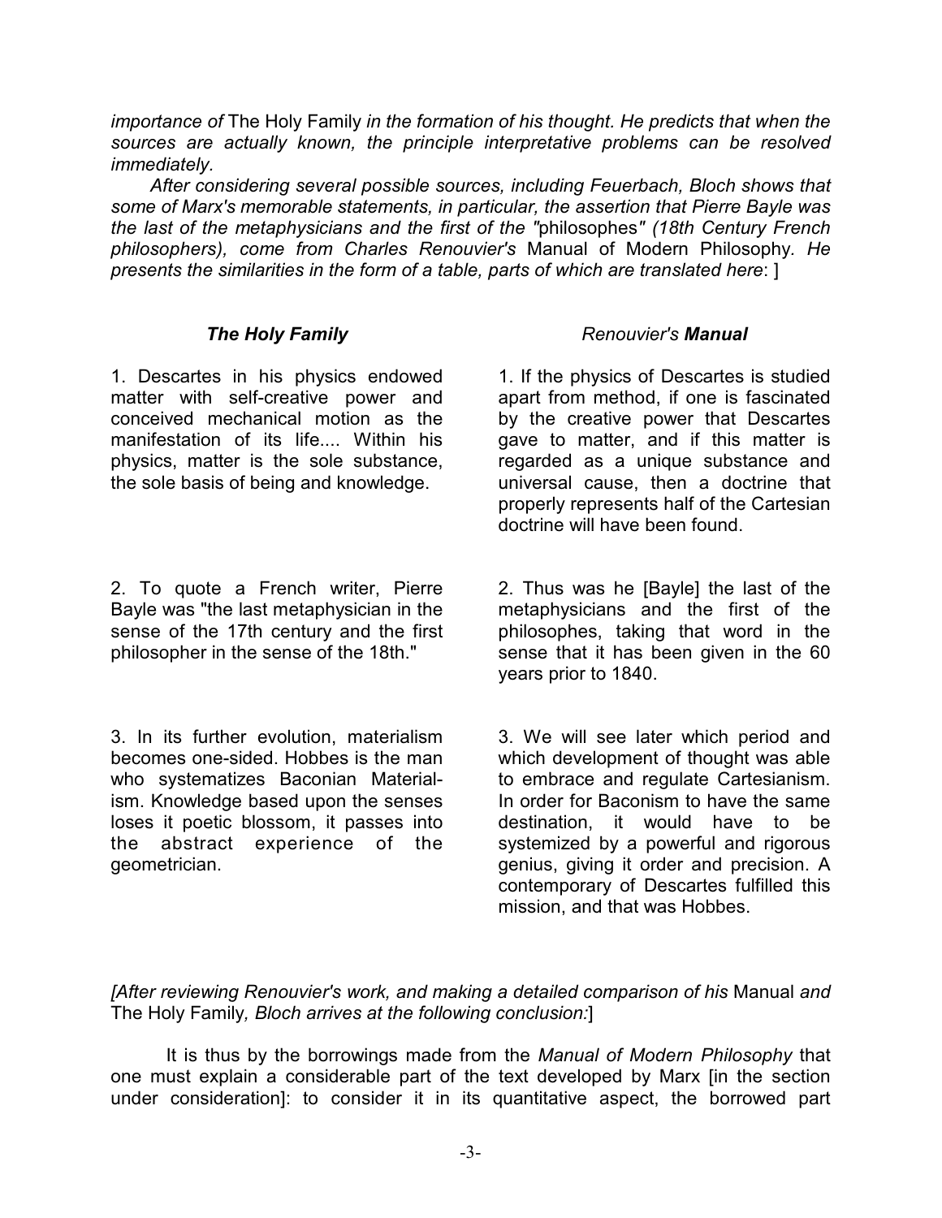*importance of* The Holy Family *in the formation of his thought. He predicts that when the sources are actually known, the principle interpretative problems can be resolved immediately.*

*After considering several possible sources, including Feuerbach, Bloch shows that some of Marx's memorable statements, in particular, the assertion that Pierre Bayle was the last of the metaphysicians and the first of the "*philosophes*" (18th Century French philosophers), come from Charles Renouvier's* Manual of Modern Philosophy. *He presents the similarities in the form of a table, parts of which are translated here*: ]

| ***The Holy Family*** | *Renouvier's* ***Manual*** |
| --- | --- |
| 1. Descartes in his physics endowed matter with self-creative power and conceived mechanical motion as the manifestation of its life.... Within his physics, matter is the sole substance, the sole basis of being and knowledge. | 1. If the physics of Descartes is studied apart from method, if one is fascinated by the creative power that Descartes gave to matter, and if this matter is regarded as a unique substance and universal cause, then a doctrine that properly represents half of the Cartesian doctrine will have been found. |
| 2. To quote a French writer, Pierre Bayle was "the last metaphysician in the sense of the 17th century and the first philosopher in the sense of the 18th." | 2. Thus was he [Bayle] the last of the metaphysicians and the first of the philosophes, taking that word in the sense that it has been given in the 60 years prior to 1840. |
| 3. In its further evolution, materialism becomes one-sided. Hobbes is the man who systematizes Baconian Materialism. Knowledge based upon the senses loses it poetic blossom, it passes into the abstract experience of the geometrician. | 3. We will see later which period and which development of thought was able to embrace and regulate Cartesianism. In order for Baconism to have the same destination, it would have to be systemized by a powerful and rigorous genius, giving it order and precision. A contemporary of Descartes fulfilled this mission, and that was Hobbes. |

*[After reviewing Renouvier's work, and making a detailed comparison of his* Manual *and* The Holy Family*, Bloch arrives at the following conclusion:*]

It is thus by the borrowings made from the *Manual of Modern Philosophy* that one must explain a considerable part of the text developed by Marx [in the section under consideration]: to consider it in its quantitative aspect, the borrowed part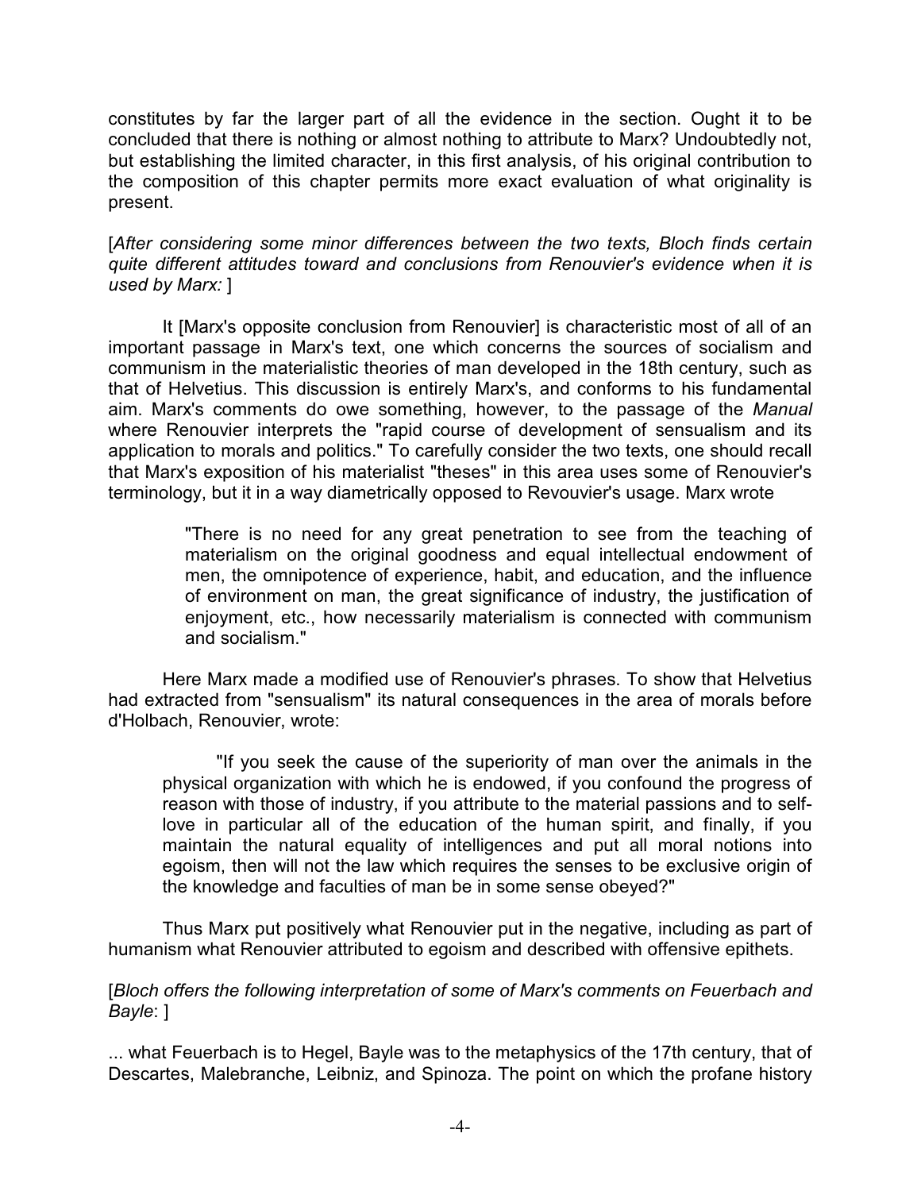constitutes by far the larger part of all the evidence in the section. Ought it to be concluded that there is nothing or almost nothing to attribute to Marx? Undoubtedly not, but establishing the limited character, in this first analysis, of his original contribution to the composition of this chapter permits more exact evaluation of what originality is present.

[*After considering some minor differences between the two texts, Bloch finds certain quite different attitudes toward and conclusions from Renouvier's evidence when it is used by Marx:* ]

It [Marx's opposite conclusion from Renouvier] is characteristic most of all of an important passage in Marx's text, one which concerns the sources of socialism and communism in the materialistic theories of man developed in the 18th century, such as that of Helvetius. This discussion is entirely Marx's, and conforms to his fundamental aim. Marx's comments do owe something, however, to the passage of the *Manual* where Renouvier interprets the "rapid course of development of sensualism and its application to morals and politics." To carefully consider the two texts, one should recall that Marx's exposition of his materialist "theses" in this area uses some of Renouvier's terminology, but it in a way diametrically opposed to Revouvier's usage. Marx wrote

> "There is no need for any great penetration to see from the teaching of materialism on the original goodness and equal intellectual endowment of men, the omnipotence of experience, habit, and education, and the influence of environment on man, the great significance of industry, the justification of enjoyment, etc., how necessarily materialism is connected with communism and socialism."

Here Marx made a modified use of Renouvier's phrases. To show that Helvetius had extracted from "sensualism" its natural consequences in the area of morals before d'Holbach, Renouvier, wrote:

> "If you seek the cause of the superiority of man over the animals in the physical organization with which he is endowed, if you confound the progress of reason with those of industry, if you attribute to the material passions and to self-love in particular all of the education of the human spirit, and finally, if you maintain the natural equality of intelligences and put all moral notions into egoism, then will not the law which requires the senses to be exclusive origin of the knowledge and faculties of man be in some sense obeyed?"

Thus Marx put positively what Renouvier put in the negative, including as part of humanism what Renouvier attributed to egoism and described with offensive epithets.

[*Bloch offers the following interpretation of some of Marx's comments on Feuerbach and Bayle*: ]

... what Feuerbach is to Hegel, Bayle was to the metaphysics of the 17th century, that of Descartes, Malebranche, Leibniz, and Spinoza. The point on which the profane history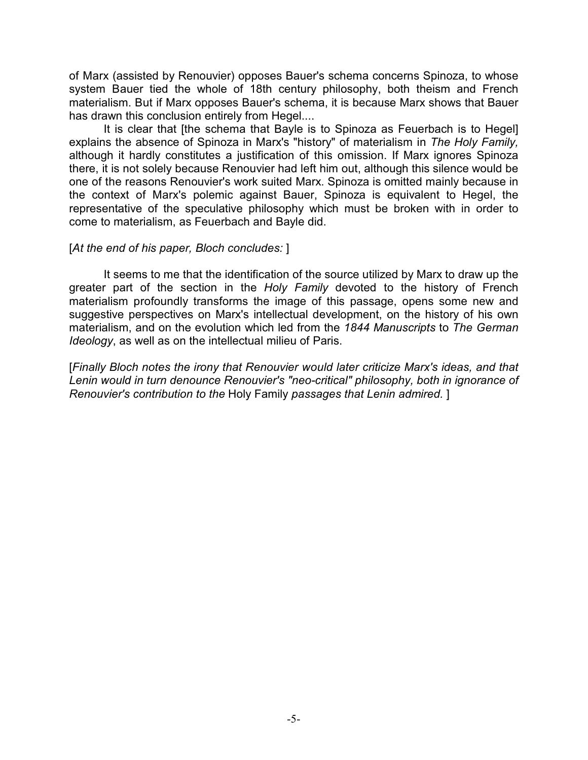of Marx (assisted by Renouvier) opposes Bauer's schema concerns Spinoza, to whose system Bauer tied the whole of 18th century philosophy, both theism and French materialism. But if Marx opposes Bauer's schema, it is because Marx shows that Bauer has drawn this conclusion entirely from Hegel....

It is clear that [the schema that Bayle is to Spinoza as Feuerbach is to Hegel] explains the absence of Spinoza in Marx's "history" of materialism in *The Holy Family,* although it hardly constitutes a justification of this omission. If Marx ignores Spinoza there, it is not solely because Renouvier had left him out, although this silence would be one of the reasons Renouvier's work suited Marx. Spinoza is omitted mainly because in the context of Marx's polemic against Bauer, Spinoza is equivalent to Hegel, the representative of the speculative philosophy which must be broken with in order to come to materialism, as Feuerbach and Bayle did.

[*At the end of his paper, Bloch concludes:* ]

It seems to me that the identification of the source utilized by Marx to draw up the greater part of the section in the *Holy Family* devoted to the history of French materialism profoundly transforms the image of this passage, opens some new and suggestive perspectives on Marx's intellectual development, on the history of his own materialism, and on the evolution which led from the *1844 Manuscripts* to *The German Ideology*, as well as on the intellectual milieu of Paris.

[*Finally Bloch notes the irony that Renouvier would later criticize Marx's ideas, and that Lenin would in turn denounce Renouvier's "neo-critical" philosophy, both in ignorance of Renouvier's contribution to the* Holy Family *passages that Lenin admired.* ]